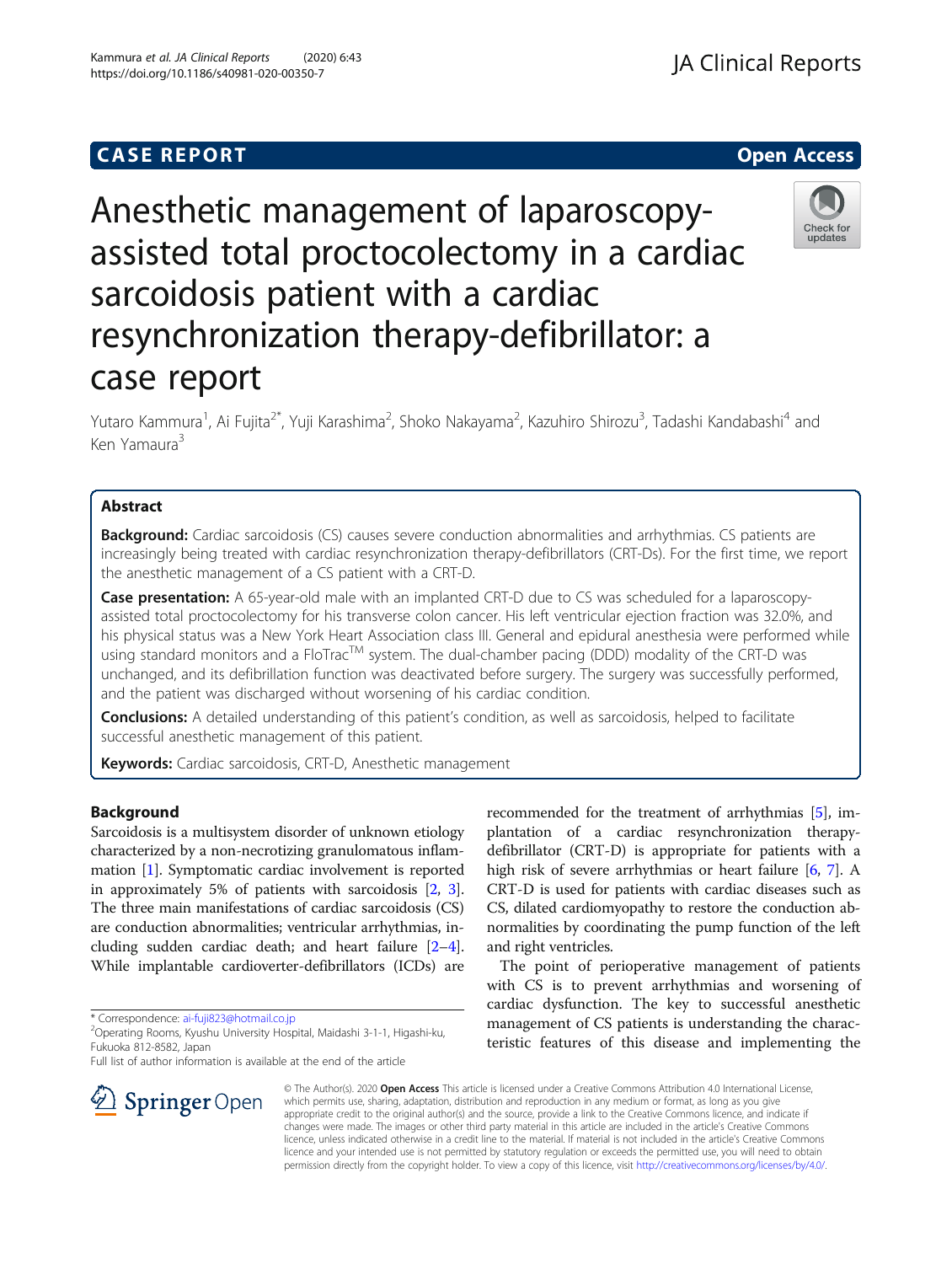CASE REPORT Open Access

# Anesthetic management of laparoscopy-assisted total proctocolectomy in a cardiac sarcoidosis patient with a cardiac resynchronization therapy-defibrillator: a case report

Yutaro Kammura[1], Ai Fujita[2*], Yuji Karashima[2], Shoko Nakayama[2], Kazuhiro Shirozu[3], Tadashi Kandabashi[4] and Ken Yamaura[3]

## Abstract

**Background:** Cardiac sarcoidosis (CS) causes severe conduction abnormalities and arrhythmias. CS patients are increasingly being treated with cardiac resynchronization therapy-defibrillators (CRT-Ds). For the first time, we report the anesthetic management of a CS patient with a CRT-D.

**Case presentation:** A 65-year-old male with an implanted CRT-D due to CS was scheduled for a laparoscopy-assisted total proctocolectomy for his transverse colon cancer. His left ventricular ejection fraction was 32.0%, and his physical status was a New York Heart Association class III. General and epidural anesthesia were performed while using standard monitors and a FloTrac[TM] system. The dual-chamber pacing (DDD) modality of the CRT-D was unchanged, and its defibrillation function was deactivated before surgery. The surgery was successfully performed, and the patient was discharged without worsening of his cardiac condition.

**Conclusions:** A detailed understanding of this patient's condition, as well as sarcoidosis, helped to facilitate successful anesthetic management of this patient.

**Keywords:** Cardiac sarcoidosis, CRT-D, Anesthetic management

## Background

Sarcoidosis is a multisystem disorder of unknown etiology characterized by a non-necrotizing granulomatous inflammation [1]. Symptomatic cardiac involvement is reported in approximately 5% of patients with sarcoidosis [2, 3]. The three main manifestations of cardiac sarcoidosis (CS) are conduction abnormalities; ventricular arrhythmias, including sudden cardiac death; and heart failure [2–4]. While implantable cardioverter-defibrillators (ICDs) are recommended for the treatment of arrhythmias [5], implantation of a cardiac resynchronization therapy-defibrillator (CRT-D) is appropriate for patients with a high risk of severe arrhythmias or heart failure [6, 7]. A CRT-D is used for patients with cardiac diseases such as CS, dilated cardiomyopathy to restore the conduction abnormalities by coordinating the pump function of the left and right ventricles.

The point of perioperative management of patients with CS is to prevent arrhythmias and worsening of cardiac dysfunction. The key to successful anesthetic management of CS patients is understanding the characteristic features of this disease and implementing the

\* Correspondence: ai-fuji823@hotmail.co.jp
[2]Operating Rooms, Kyushu University Hospital, Maidashi 3-1-1, Higashi-ku, Fukuoka 812-8582, Japan
Full list of author information is available at the end of the article

© The Author(s). 2020 Open Access This article is licensed under a Creative Commons Attribution 4.0 International License, which permits use, sharing, adaptation, distribution and reproduction in any medium or format, as long as you give appropriate credit to the original author(s) and the source, provide a link to the Creative Commons licence, and indicate if changes were made. The images or other third party material in this article are included in the article's Creative Commons licence, unless indicated otherwise in a credit line to the material. If material is not included in the article's Creative Commons licence and your intended use is not permitted by statutory regulation or exceeds the permitted use, you will need to obtain permission directly from the copyright holder. To view a copy of this licence, visit http://creativecommons.org/licenses/by/4.0/.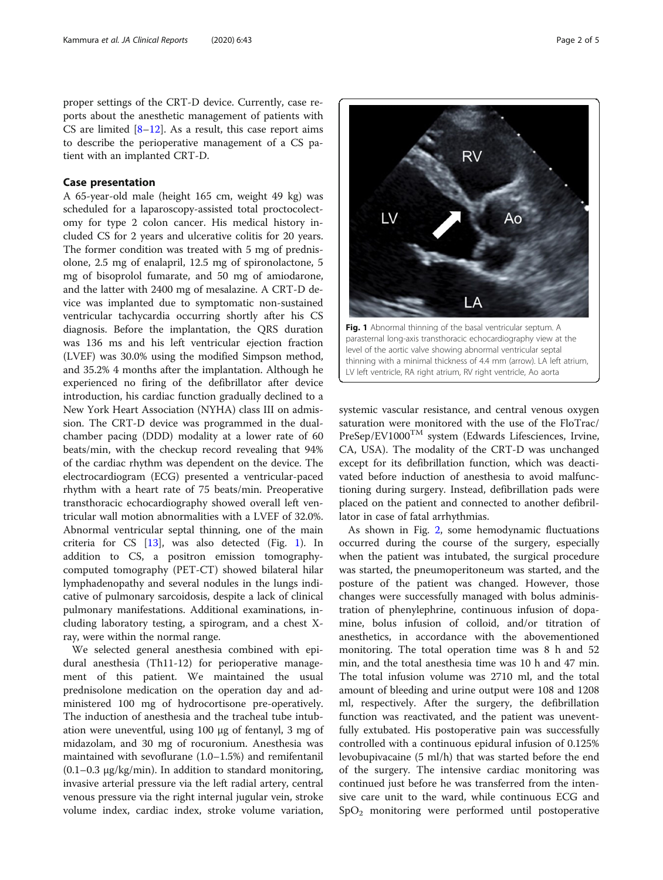proper settings of the CRT-D device. Currently, case reports about the anesthetic management of patients with CS are limited [8–12]. As a result, this case report aims to describe the perioperative management of a CS patient with an implanted CRT-D.

## Case presentation

A 65-year-old male (height 165 cm, weight 49 kg) was scheduled for a laparoscopy-assisted total proctocolectomy for type 2 colon cancer. His medical history included CS for 2 years and ulcerative colitis for 20 years. The former condition was treated with 5 mg of prednisolone, 2.5 mg of enalapril, 12.5 mg of spironolactone, 5 mg of bisoprolol fumarate, and 50 mg of amiodarone, and the latter with 2400 mg of mesalazine. A CRT-D device was implanted due to symptomatic non-sustained ventricular tachycardia occurring shortly after his CS diagnosis. Before the implantation, the QRS duration was 136 ms and his left ventricular ejection fraction (LVEF) was 30.0% using the modified Simpson method, and 35.2% 4 months after the implantation. Although he experienced no firing of the defibrillator after device introduction, his cardiac function gradually declined to a New York Heart Association (NYHA) class III on admission. The CRT-D device was programmed in the dual-chamber pacing (DDD) modality at a lower rate of 60 beats/min, with the checkup record revealing that 94% of the cardiac rhythm was dependent on the device. The electrocardiogram (ECG) presented a ventricular-paced rhythm with a heart rate of 75 beats/min. Preoperative transthoracic echocardiography showed overall left ventricular wall motion abnormalities with a LVEF of 32.0%. Abnormal ventricular septal thinning, one of the main criteria for CS [13], was also detected (Fig. 1). In addition to CS, a positron emission tomography-computed tomography (PET-CT) showed bilateral hilar lymphadenopathy and several nodules in the lungs indicative of pulmonary sarcoidosis, despite a lack of clinical pulmonary manifestations. Additional examinations, including laboratory testing, a spirogram, and a chest X-ray, were within the normal range.

We selected general anesthesia combined with epidural anesthesia (Th11-12) for perioperative management of this patient. We maintained the usual prednisolone medication on the operation day and administered 100 mg of hydrocortisone pre-operatively. The induction of anesthesia and the tracheal tube intubation were uneventful, using 100 μg of fentanyl, 3 mg of midazolam, and 30 mg of rocuronium. Anesthesia was maintained with sevoflurane (1.0–1.5%) and remifentanil (0.1–0.3 μg/kg/min). In addition to standard monitoring, invasive arterial pressure via the left radial artery, central venous pressure via the right internal jugular vein, stroke volume index, cardiac index, stroke volume variation, systemic vascular resistance, and central venous oxygen saturation were monitored with the use of the FloTrac/PreSep/EV1000™ system (Edwards Lifesciences, Irvine, CA, USA). The modality of the CRT-D was unchanged except for its defibrillation function, which was deactivated before induction of anesthesia to avoid malfunctioning during surgery. Instead, defibrillation pads were placed on the patient and connected to another defibrillator in case of fatal arrhythmias.

**Fig. 1** Abnormal thinning of the basal ventricular septum. A parasternal long-axis transthoracic echocardiography view at the level of the aortic valve showing abnormal ventricular septal thinning with a minimal thickness of 4.4 mm (arrow). LA left atrium, LV left ventricle, RA right atrium, RV right ventricle, Ao aorta

As shown in Fig. 2, some hemodynamic fluctuations occurred during the course of the surgery, especially when the patient was intubated, the surgical procedure was started, the pneumoperitoneum was started, and the posture of the patient was changed. However, those changes were successfully managed with bolus administration of phenylephrine, continuous infusion of dopamine, bolus infusion of colloid, and/or titration of anesthetics, in accordance with the abovementioned monitoring. The total operation time was 8 h and 52 min, and the total anesthesia time was 10 h and 47 min. The total infusion volume was 2710 ml, and the total amount of bleeding and urine output were 108 and 1208 ml, respectively. After the surgery, the defibrillation function was reactivated, and the patient was uneventfully extubated. His postoperative pain was successfully controlled with a continuous epidural infusion of 0.125% levobupivacaine (5 ml/h) that was started before the end of the surgery. The intensive cardiac monitoring was continued just before he was transferred from the intensive care unit to the ward, while continuous ECG and $SpO_2$ monitoring were performed until postoperative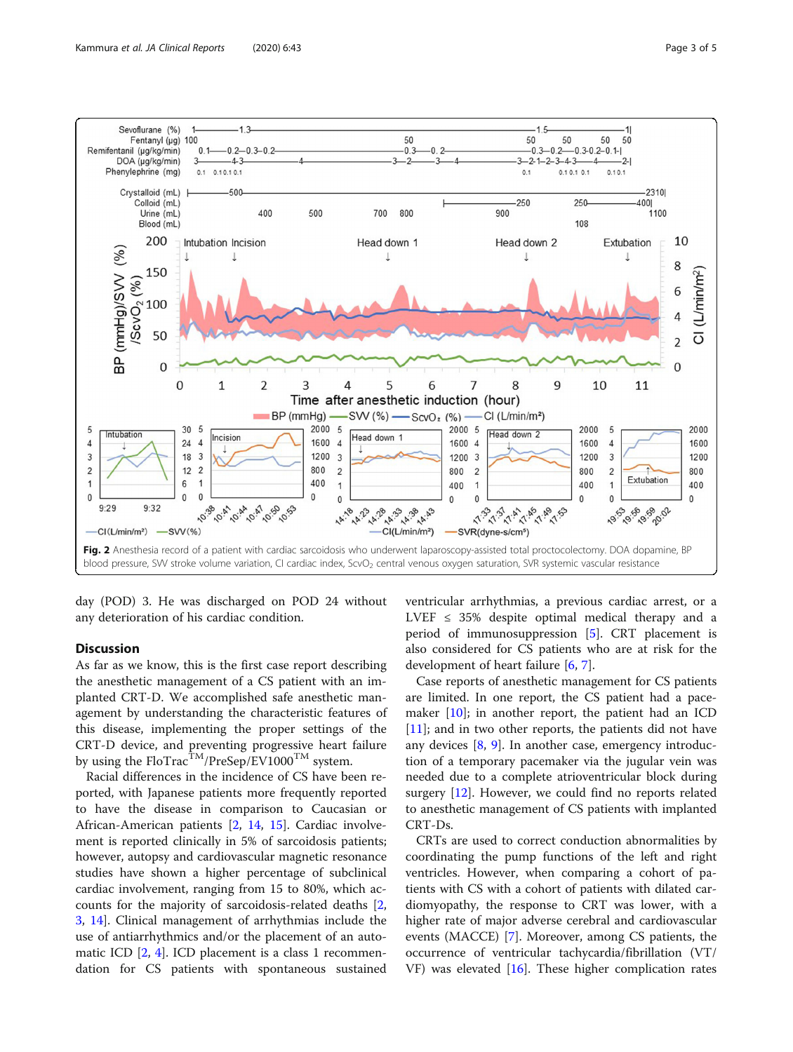Fig. 2 Anesthesia record of a patient with cardiac sarcoidosis who underwent laparoscopy-assisted total proctocolectomy. DOA dopamine, BP blood pressure, SVV stroke volume variation, CI cardiac index, $ScvO_2$ central venous oxygen saturation, SVR systemic vascular resistance

day (POD) 3. He was discharged on POD 24 without any deterioration of his cardiac condition.

## Discussion

As far as we know, this is the first case report describing the anesthetic management of a CS patient with an implanted CRT-D. We accomplished safe anesthetic management by understanding the characteristic features of this disease, implementing the proper settings of the CRT-D device, and preventing progressive heart failure by using the FloTrac™/PreSep/EV1000™ system.

Racial differences in the incidence of CS have been reported, with Japanese patients more frequently reported to have the disease in comparison to Caucasian or African-American patients [2, 14, 15]. Cardiac involvement is reported clinically in 5% of sarcoidosis patients; however, autopsy and cardiovascular magnetic resonance studies have shown a higher percentage of subclinical cardiac involvement, ranging from 15 to 80%, which accounts for the majority of sarcoidosis-related deaths [2, 3, 14]. Clinical management of arrhythmias include the use of antiarrhythmics and/or the placement of an automatic ICD [2, 4]. ICD placement is a class 1 recommendation for CS patients with spontaneous sustained ventricular arrhythmias, a previous cardiac arrest, or a LVEF ≤ 35% despite optimal medical therapy and a period of immunosuppression [5]. CRT placement is also considered for CS patients who are at risk for the development of heart failure [6, 7].

Case reports of anesthetic management for CS patients are limited. In one report, the CS patient had a pacemaker [10]; in another report, the patient had an ICD [11]; and in two other reports, the patients did not have any devices [8, 9]. In another case, emergency introduction of a temporary pacemaker via the jugular vein was needed due to a complete atrioventricular block during surgery [12]. However, we could find no reports related to anesthetic management of CS patients with implanted CRT-Ds.

CRTs are used to correct conduction abnormalities by coordinating the pump functions of the left and right ventricles. However, when comparing a cohort of patients with CS with a cohort of patients with dilated cardiomyopathy, the response to CRT was lower, with a higher rate of major adverse cerebral and cardiovascular events (MACCE) [7]. Moreover, among CS patients, the occurrence of ventricular tachycardia/fibrillation (VT/VF) was elevated [16]. These higher complication rates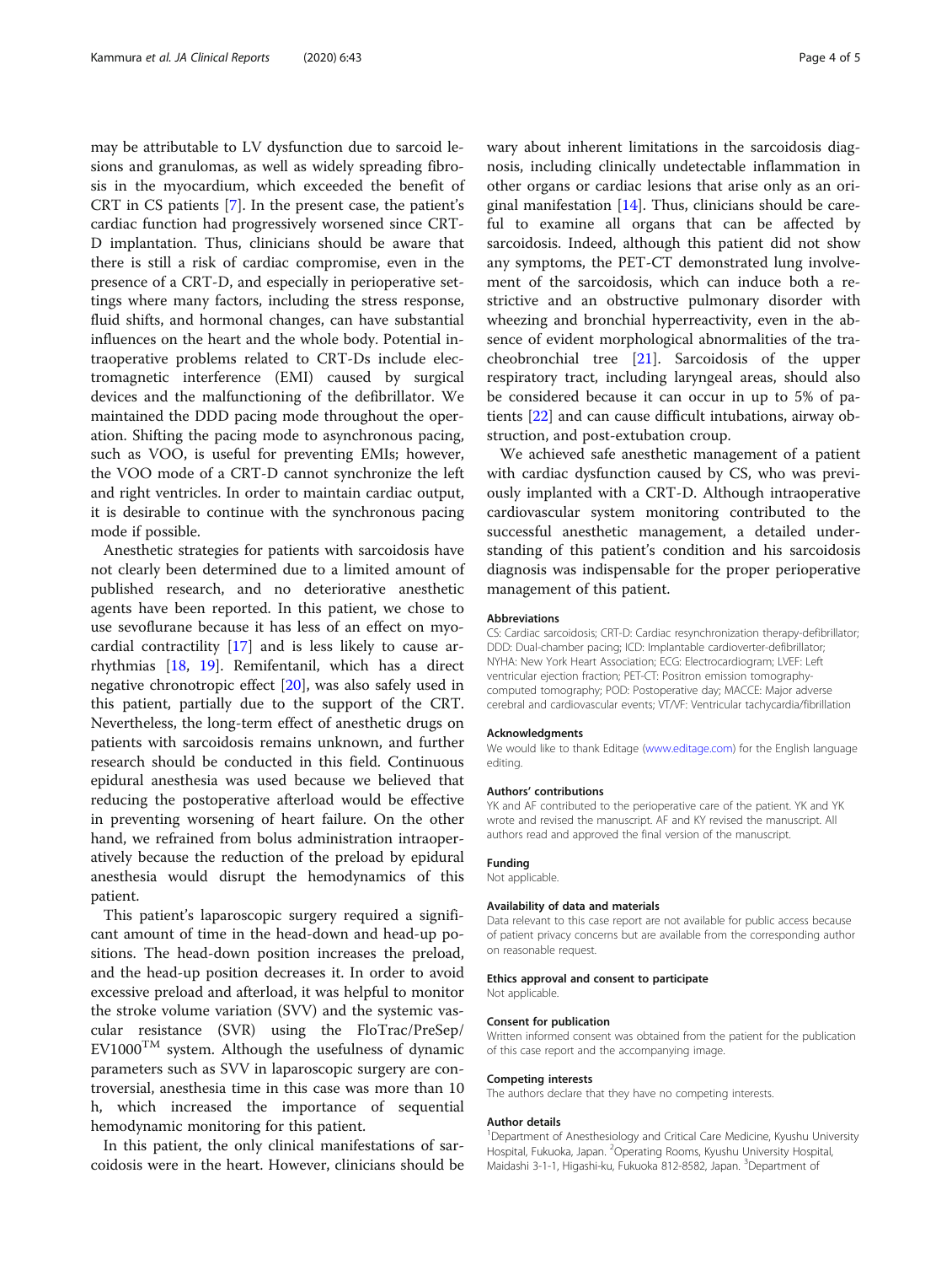may be attributable to LV dysfunction due to sarcoid lesions and granulomas, as well as widely spreading fibrosis in the myocardium, which exceeded the benefit of CRT in CS patients [7]. In the present case, the patient's cardiac function had progressively worsened since CRT-D implantation. Thus, clinicians should be aware that there is still a risk of cardiac compromise, even in the presence of a CRT-D, and especially in perioperative settings where many factors, including the stress response, fluid shifts, and hormonal changes, can have substantial influences on the heart and the whole body. Potential intraoperative problems related to CRT-Ds include electromagnetic interference (EMI) caused by surgical devices and the malfunctioning of the defibrillator. We maintained the DDD pacing mode throughout the operation. Shifting the pacing mode to asynchronous pacing, such as VOO, is useful for preventing EMIs; however, the VOO mode of a CRT-D cannot synchronize the left and right ventricles. In order to maintain cardiac output, it is desirable to continue with the synchronous pacing mode if possible.

Anesthetic strategies for patients with sarcoidosis have not clearly been determined due to a limited amount of published research, and no deteriorative anesthetic agents have been reported. In this patient, we chose to use sevoflurane because it has less of an effect on myocardial contractility [17] and is less likely to cause arrhythmias [18, 19]. Remifentanil, which has a direct negative chronotropic effect [20], was also safely used in this patient, partially due to the support of the CRT. Nevertheless, the long-term effect of anesthetic drugs on patients with sarcoidosis remains unknown, and further research should be conducted in this field. Continuous epidural anesthesia was used because we believed that reducing the postoperative afterload would be effective in preventing worsening of heart failure. On the other hand, we refrained from bolus administration intraoperatively because the reduction of the preload by epidural anesthesia would disrupt the hemodynamics of this patient.

This patient's laparoscopic surgery required a significant amount of time in the head-down and head-up positions. The head-down position increases the preload, and the head-up position decreases it. In order to avoid excessive preload and afterload, it was helpful to monitor the stroke volume variation (SVV) and the systemic vascular resistance (SVR) using the FloTrac/PreSep/EV1000$^{TM}$ system. Although the usefulness of dynamic parameters such as SVV in laparoscopic surgery are controversial, anesthesia time in this case was more than 10 h, which increased the importance of sequential hemodynamic monitoring for this patient.

In this patient, the only clinical manifestations of sarcoidosis were in the heart. However, clinicians should be wary about inherent limitations in the sarcoidosis diagnosis, including clinically undetectable inflammation in other organs or cardiac lesions that arise only as an original manifestation [14]. Thus, clinicians should be careful to examine all organs that can be affected by sarcoidosis. Indeed, although this patient did not show any symptoms, the PET-CT demonstrated lung involvement of the sarcoidosis, which can induce both a restrictive and an obstructive pulmonary disorder with wheezing and bronchial hyperreactivity, even in the absence of evident morphological abnormalities of the tracheobronchial tree [21]. Sarcoidosis of the upper respiratory tract, including laryngeal areas, should also be considered because it can occur in up to 5% of patients [22] and can cause difficult intubations, airway obstruction, and post-extubation croup.

We achieved safe anesthetic management of a patient with cardiac dysfunction caused by CS, who was previously implanted with a CRT-D. Although intraoperative cardiovascular system monitoring contributed to the successful anesthetic management, a detailed understanding of this patient's condition and his sarcoidosis diagnosis was indispensable for the proper perioperative management of this patient.

#### Abbreviations

CS: Cardiac sarcoidosis; CRT-D: Cardiac resynchronization therapy-defibrillator; DDD: Dual-chamber pacing; ICD: Implantable cardioverter-defibrillator; NYHA: New York Heart Association; ECG: Electrocardiogram; LVEF: Left ventricular ejection fraction; PET-CT: Positron emission tomography-computed tomography; POD: Postoperative day; MACCE: Major adverse cerebral and cardiovascular events; VT/VF: Ventricular tachycardia/fibrillation

#### Acknowledgments

We would like to thank Editage (www.editage.com) for the English language editing.

#### Authors' contributions

YK and AF contributed to the perioperative care of the patient. YK and YK wrote and revised the manuscript. AF and KY revised the manuscript. All authors read and approved the final version of the manuscript.

#### Funding

Not applicable.

#### Availability of data and materials

Data relevant to this case report are not available for public access because of patient privacy concerns but are available from the corresponding author on reasonable request.

#### Ethics approval and consent to participate

Not applicable.

#### Consent for publication

Written informed consent was obtained from the patient for the publication of this case report and the accompanying image.

#### Competing interests

The authors declare that they have no competing interests.

#### Author details

[1]Department of Anesthesiology and Critical Care Medicine, Kyushu University Hospital, Fukuoka, Japan. [2]Operating Rooms, Kyushu University Hospital, Maidashi 3-1-1, Higashi-ku, Fukuoka 812-8582, Japan. [3]Department of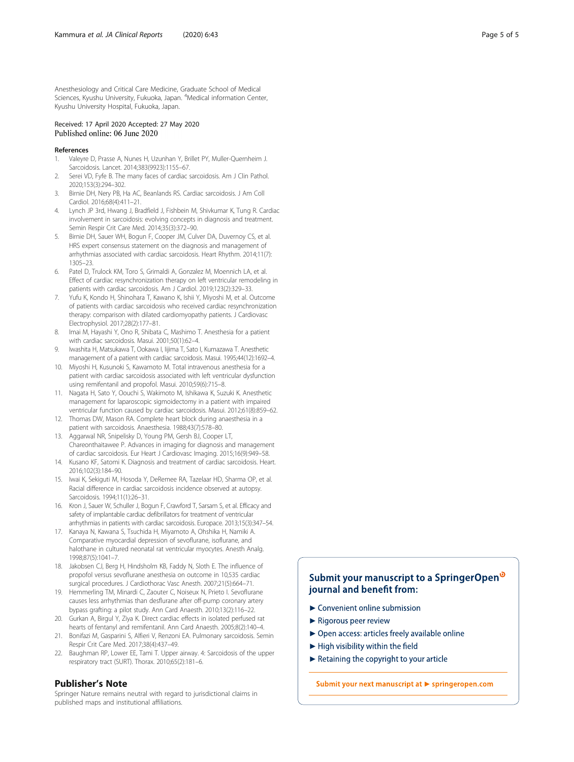Anesthesiology and Critical Care Medicine, Graduate School of Medical Sciences, Kyushu University, Fukuoka, Japan. [4]Medical information Center, Kyushu University Hospital, Fukuoka, Japan.

Received: 17 April 2020 Accepted: 27 May 2020
Published online: 06 June 2020

## References

1. Valeyre D, Prasse A, Nunes H, Uzunhan Y, Brillet PY, Muller-Quernheim J. Sarcoidosis. Lancet. 2014;383(9923):1155–67.
2. Serei VD, Fyfe B. The many faces of cardiac sarcoidosis. Am J Clin Pathol. 2020;153(3):294–302.
3. Birnie DH, Nery PB, Ha AC, Beanlands RS. Cardiac sarcoidosis. J Am Coll Cardiol. 2016;68(4):411–21.
4. Lynch JP 3rd, Hwang J, Bradfield J, Fishbein M, Shivkumar K, Tung R. Cardiac involvement in sarcoidosis: evolving concepts in diagnosis and treatment. Semin Respir Crit Care Med. 2014;35(3):372–90.
5. Birnie DH, Sauer WH, Bogun F, Cooper JM, Culver DA, Duvernoy CS, et al. HRS expert consensus statement on the diagnosis and management of arrhythmias associated with cardiac sarcoidosis. Heart Rhythm. 2014;11(7): 1305–23.
6. Patel D, Trulock KM, Toro S, Grimaldi A, Gonzalez M, Moennich LA, et al. Effect of cardiac resynchronization therapy on left ventricular remodeling in patients with cardiac sarcoidosis. Am J Cardiol. 2019;123(2):329–33.
7. Yufu K, Kondo H, Shinohara T, Kawano K, Ishii Y, Miyoshi M, et al. Outcome of patients with cardiac sarcoidosis who received cardiac resynchronization therapy: comparison with dilated cardiomyopathy patients. J Cardiovasc Electrophysiol. 2017;28(2):177–81.
8. Imai M, Hayashi Y, Ono R, Shibata C, Mashimo T. Anesthesia for a patient with cardiac sarcoidosis. Masui. 2001;50(1):62–4.
9. Iwashita H, Matsukawa T, Ookawa I, Iijima T, Sato I, Kumazawa T. Anesthetic management of a patient with cardiac sarcoidosis. Masui. 1995;44(12):1692–4.
10. Miyoshi H, Kusunoki S, Kawamoto M. Total intravenous anesthesia for a patient with cardiac sarcoidosis associated with left ventricular dysfunction using remifentanil and propofol. Masui. 2010;59(6):715–8.
11. Nagata H, Sato Y, Oouchi S, Wakimoto M, Ishikawa K, Suzuki K. Anesthetic management for laparoscopic sigmoidectomy in a patient with impaired ventricular function caused by cardiac sarcoidosis. Masui. 2012;61(8):859–62.
12. Thomas DW, Mason RA. Complete heart block during anaesthesia in a patient with sarcoidosis. Anaesthesia. 1988;43(7):578–80.
13. Aggarwal NR, Snipelisky D, Young PM, Gersh BJ, Cooper LT, Chareonthaitawee P. Advances in imaging for diagnosis and management of cardiac sarcoidosis. Eur Heart J Cardiovasc Imaging. 2015;16(9):949–58.
14. Kusano KF, Satomi K. Diagnosis and treatment of cardiac sarcoidosis. Heart. 2016;102(3):184–90.
15. Iwai K, Sekiguti M, Hosoda Y, DeRemee RA, Tazelaar HD, Sharma OP, et al. Racial difference in cardiac sarcoidosis incidence observed at autopsy. Sarcoidosis. 1994;11(1):26–31.
16. Kron J, Sauer W, Schuller J, Bogun F, Crawford T, Sarsam S, et al. Efficacy and safety of implantable cardiac defibrillators for treatment of ventricular arrhythmias in patients with cardiac sarcoidosis. Europace. 2013;15(3):347–54.
17. Kanaya N, Kawana S, Tsuchida H, Miyamoto A, Ohshika H, Namiki A. Comparative myocardial depression of sevoflurane, isoflurane, and halothane in cultured neonatal rat ventricular myocytes. Anesth Analg. 1998;87(5):1041–7.
18. Jakobsen CJ, Berg H, Hindsholm KB, Faddy N, Sloth E. The influence of propofol versus sevoflurane anesthesia on outcome in 10,535 cardiac surgical procedures. J Cardiothorac Vasc Anesth. 2007;21(5):664–71.
19. Hemmerling TM, Minardi C, Zaouter C, Noiseux N, Prieto I. Sevoflurane causes less arrhythmias than desflurane after off-pump coronary artery bypass grafting: a pilot study. Ann Card Anaesth. 2010;13(2):116–22.
20. Gurkan A, Birgul Y, Ziya K. Direct cardiac effects in isolated perfused rat hearts of fentanyl and remifentanil. Ann Card Anaesth. 2005;8(2):140–4.
21. Bonifazi M, Gasparini S, Alfieri V, Renzoni EA. Pulmonary sarcoidosis. Semin Respir Crit Care Med. 2017;38(4):437–49.
22. Baughman RP, Lower EE, Tami T. Upper airway. 4: Sarcoidosis of the upper respiratory tract (SURT). Thorax. 2010;65(2):181–6.

## Publisher's Note

Springer Nature remains neutral with regard to jurisdictional claims in published maps and institutional affiliations.